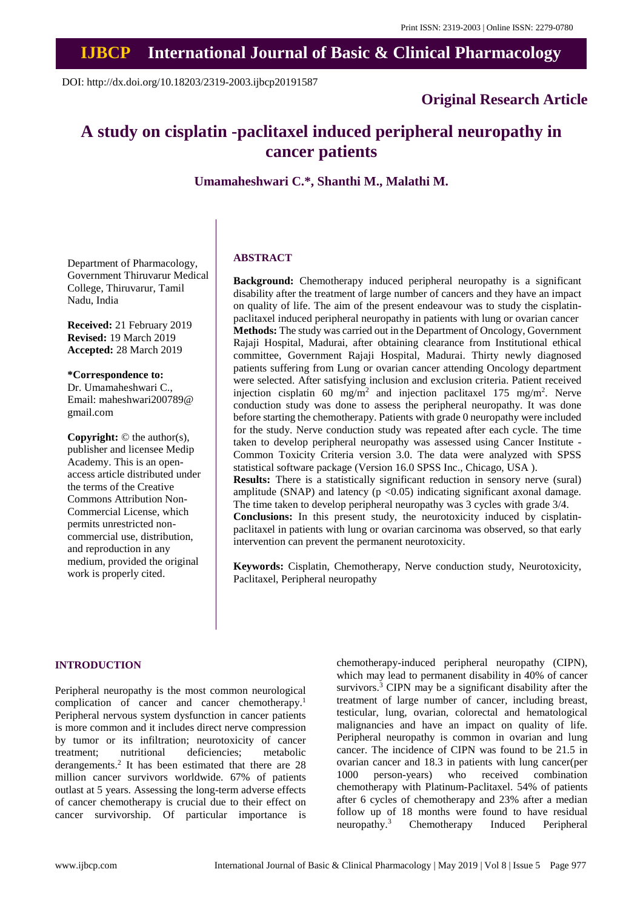Print ISSN: 2319-2003 | Online ISSN: 2279-0780

# IJBCP International Journal of Basic & Clinical Pharmacology

DOI: http://dx.doi.org/10.18203/2319-2003.ijbcp20191587

**Original Research Article**

# A study on cisplatin -paclitaxel induced peripheral neuropathy in cancer patients

**Umamaheshwari C.\*, Shanthi M., Malathi M.**

Department of Pharmacology, Government Thiruvarur Medical College, Thiruvarur, Tamil Nadu, India

**Received:** 21 February 2019
**Revised:** 19 March 2019
**Accepted:** 28 March 2019

**\*Correspondence to:**
Dr. Umamaheshwari C.,
Email: maheshwari200789@gmail.com

**Copyright:** © the author(s), publisher and licensee Medip Academy. This is an open-access article distributed under the terms of the Creative Commons Attribution Non-Commercial License, which permits unrestricted non-commercial use, distribution, and reproduction in any medium, provided the original work is properly cited.

## ABSTRACT

**Background:** Chemotherapy induced peripheral neuropathy is a significant disability after the treatment of large number of cancers and they have an impact on quality of life. The aim of the present endeavour was to study the cisplatin-paclitaxel induced peripheral neuropathy in patients with lung or ovarian cancer

**Methods:** The study was carried out in the Department of Oncology, Government Rajaji Hospital, Madurai, after obtaining clearance from Institutional ethical committee, Government Rajaji Hospital, Madurai. Thirty newly diagnosed patients suffering from Lung or ovarian cancer attending Oncology department were selected. After satisfying inclusion and exclusion criteria. Patient received injection cisplatin 60 $mg/m^2$ and injection paclitaxel 175 $mg/m^2$. Nerve conduction study was done to assess the peripheral neuropathy. It was done before starting the chemotherapy. Patients with grade 0 neuropathy were included for the study. Nerve conduction study was repeated after each cycle. The time taken to develop peripheral neuropathy was assessed using Cancer Institute - Common Toxicity Criteria version 3.0. The data were analyzed with SPSS statistical software package (Version 16.0 SPSS Inc., Chicago, USA ).

**Results:** There is a statistically significant reduction in sensory nerve (sural) amplitude (SNAP) and latency ($p < 0.05$) indicating significant axonal damage. The time taken to develop peripheral neuropathy was 3 cycles with grade 3/4.

**Conclusions:** In this present study, the neurotoxicity induced by cisplatin-paclitaxel in patients with lung or ovarian carcinoma was observed, so that early intervention can prevent the permanent neurotoxicity.

**Keywords:** Cisplatin, Chemotherapy, Nerve conduction study, Neurotoxicity, Paclitaxel, Peripheral neuropathy

## INTRODUCTION

Peripheral neuropathy is the most common neurological complication of cancer and cancer chemotherapy.[1] Peripheral nervous system dysfunction in cancer patients is more common and it includes direct nerve compression by tumor or its infiltration; neurotoxicity of cancer treatment; nutritional deficiencies; metabolic derangements.[2] It has been estimated that there are 28 million cancer survivors worldwide. 67% of patients outlast at 5 years. Assessing the long-term adverse effects of cancer chemotherapy is crucial due to their effect on cancer survivorship. Of particular importance is chemotherapy-induced peripheral neuropathy (CIPN), which may lead to permanent disability in 40% of cancer survivors.[3] CIPN may be a significant disability after the treatment of large number of cancer, including breast, testicular, lung, ovarian, colorectal and hematological malignancies and have an impact on quality of life. Peripheral neuropathy is common in ovarian and lung cancer. The incidence of CIPN was found to be 21.5 in ovarian cancer and 18.3 in patients with lung cancer(per 1000 person-years) who received combination chemotherapy with Platinum-Paclitaxel. 54% of patients after 6 cycles of chemotherapy and 23% after a median follow up of 18 months were found to have residual neuropathy.[3] Chemotherapy Induced Peripheral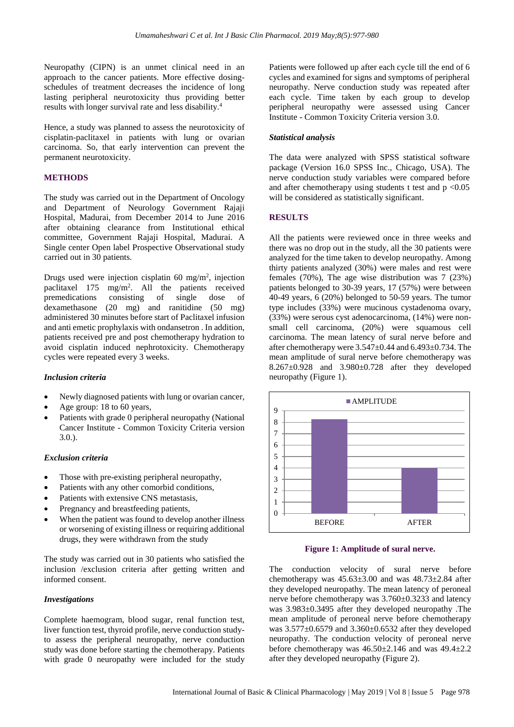Neuropathy (CIPN) is an unmet clinical need in an approach to the cancer patients. More effective dosing-schedules of treatment decreases the incidence of long lasting peripheral neurotoxicity thus providing better results with longer survival rate and less disability.[4]

Hence, a study was planned to assess the neurotoxicity of cisplatin-paclitaxel in patients with lung or ovarian carcinoma. So, that early intervention can prevent the permanent neurotoxicity.

## METHODS

The study was carried out in the Department of Oncology and Department of Neurology Government Rajaji Hospital, Madurai, from December 2014 to June 2016 after obtaining clearance from Institutional ethical committee, Government Rajaji Hospital, Madurai. A Single center Open label Prospective Observational study carried out in 30 patients.

Drugs used were injection cisplatin 60 mg/m$^2$, injection paclitaxel 175 mg/m$^2$. All the patients received premedications consisting of single dose of dexamethasone (20 mg) and ranitidine (50 mg) administered 30 minutes before start of Paclitaxel infusion and anti emetic prophylaxis with ondansetron . In addition, patients received pre and post chemotherapy hydration to avoid cisplatin induced nephrotoxicity. Chemotherapy cycles were repeated every 3 weeks.

### *Inclusion criteria*

- Newly diagnosed patients with lung or ovarian cancer,
- Age group: 18 to 60 years,
- Patients with grade 0 peripheral neuropathy (National Cancer Institute - Common Toxicity Criteria version 3.0.).

### *Exclusion criteria*

- Those with pre-existing peripheral neuropathy,
- Patients with any other comorbid conditions,
- Patients with extensive CNS metastasis,
- Pregnancy and breastfeeding patients,
- When the patient was found to develop another illness or worsening of existing illness or requiring additional drugs, they were withdrawn from the study

The study was carried out in 30 patients who satisfied the inclusion /exclusion criteria after getting written and informed consent.

### *Investigations*

Complete haemogram, blood sugar, renal function test, liver function test, thyroid profile, nerve conduction study-to assess the peripheral neuropathy, nerve conduction study was done before starting the chemotherapy. Patients with grade 0 neuropathy were included for the study Patients were followed up after each cycle till the end of 6 cycles and examined for signs and symptoms of peripheral neuropathy. Nerve conduction study was repeated after each cycle. Time taken by each group to develop peripheral neuropathy were assessed using Cancer Institute - Common Toxicity Criteria version 3.0.

### *Statistical analysis*

The data were analyzed with SPSS statistical software package (Version 16.0 SPSS Inc., Chicago, USA). The nerve conduction study variables were compared before and after chemotherapy using students t test and $p < 0.05$ will be considered as statistically significant.

## RESULTS

All the patients were reviewed once in three weeks and there was no drop out in the study, all the 30 patients were analyzed for the time taken to develop neuropathy. Among thirty patients analyzed (30%) were males and rest were females (70%), The age wise distribution was 7 (23%) patients belonged to 30-39 years, 17 (57%) were between 40-49 years, 6 (20%) belonged to 50-59 years. The tumor type includes (33%) were mucinous cystadenoma ovary, (33%) were serous cyst adenocarcinoma, (14%) were non-small cell carcinoma, (20%) were squamous cell carcinoma. The mean latency of sural nerve before and after chemotherapy were 3.547±0.44 and 6.493±0.734. The mean amplitude of sural nerve before chemotherapy was 8.267±0.928 and 3.980±0.728 after they developed neuropathy (Figure 1).

AMPLITUDE
9
8
7
6
5
4
3
2
1
0
BEFORE
AFTER

**Figure 1: Amplitude of sural nerve.**

The conduction velocity of sural nerve before chemotherapy was 45.63±3.00 and was 48.73±2.84 after they developed neuropathy. The mean latency of peroneal nerve before chemotherapy was 3.760±0.3233 and latency was 3.983±0.3495 after they developed neuropathy .The mean amplitude of peroneal nerve before chemotherapy was 3.577±0.6579 and 3.360±0.6532 after they developed neuropathy. The conduction velocity of peroneal nerve before chemotherapy was 46.50±2.146 and was 49.4±2.2 after they developed neuropathy (Figure 2).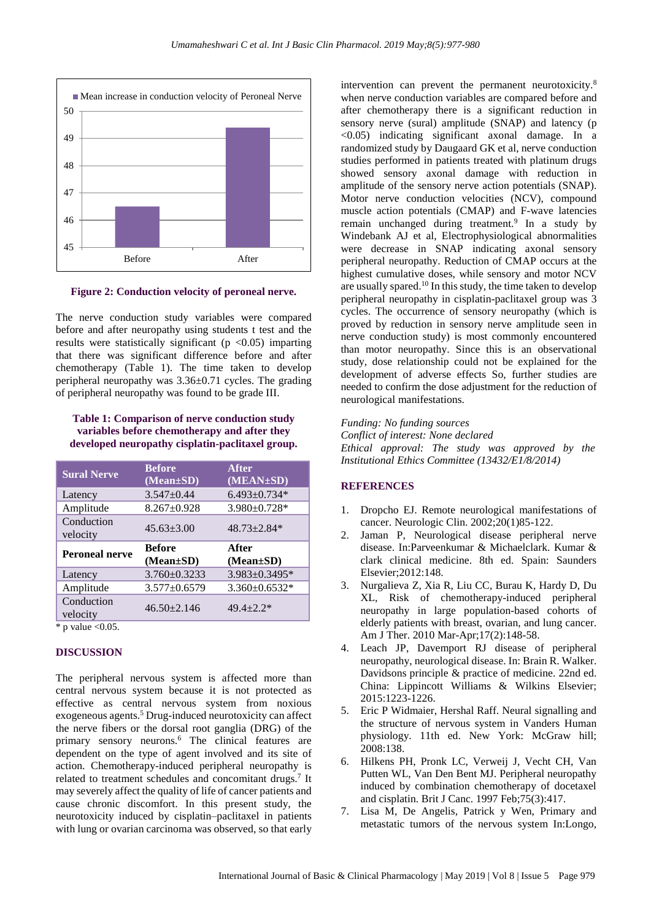Mean increase in conduction velocity of Peroneal Nerve

50

49

48

47

46

45

Before

After

**Figure 2: Conduction velocity of peroneal nerve.**

The nerve conduction study variables were compared before and after neuropathy using students t test and the results were statistically significant ($p < 0.05$) imparting that there was significant difference before and after chemotherapy (Table 1). The time taken to develop peripheral neuropathy was 3.36±0.71 cycles. The grading of peripheral neuropathy was found to be grade III.

**Table 1: Comparison of nerve conduction study variables before chemotherapy and after they developed neuropathy cisplatin-paclitaxel group.**

| Sural Nerve | Before (Mean±SD) | After (MEAN±SD) |
|---|---|---|
| Latency | 3.547±0.44 | 6.493±0.734* |
| Amplitude | 8.267±0.928 | 3.980±0.728* |
| Conduction velocity | 45.63±3.00 | 48.73±2.84* |
| **Peroneal nerve** | **Before (Mean±SD)** | **After (Mean±SD)** |
| Latency | 3.760±0.3233 | 3.983±0.3495* |
| Amplitude | 3.577±0.6579 | 3.360±0.6532* |
| Conduction velocity | 46.50±2.146 | 49.4±2.2* |

\* p value <0.05.

## DISCUSSION

The peripheral nervous system is affected more than central nervous system because it is not protected as effective as central nervous system from noxious exogeneous agents.[5] Drug-induced neurotoxicity can affect the nerve fibers or the dorsal root ganglia (DRG) of the primary sensory neurons.[6] The clinical features are dependent on the type of agent involved and its site of action. Chemotherapy-induced peripheral neuropathy is related to treatment schedules and concomitant drugs.[7] It may severely affect the quality of life of cancer patients and cause chronic discomfort. In this present study, the neurotoxicity induced by cisplatin–paclitaxel in patients with lung or ovarian carcinoma was observed, so that early intervention can prevent the permanent neurotoxicity.[8] when nerve conduction variables are compared before and after chemotherapy there is a significant reduction in sensory nerve (sural) amplitude (SNAP) and latency ($p < 0.05$) indicating significant axonal damage. In a randomized study by Daugaard GK et al, nerve conduction studies performed in patients treated with platinum drugs showed sensory axonal damage with reduction in amplitude of the sensory nerve action potentials (SNAP). Motor nerve conduction velocities (NCV), compound muscle action potentials (CMAP) and F-wave latencies remain unchanged during treatment.[9] In a study by Windebank AJ et al, Electrophysiological abnormalities were decrease in SNAP indicating axonal sensory peripheral neuropathy. Reduction of CMAP occurs at the highest cumulative doses, while sensory and motor NCV are usually spared.[10] In this study, the time taken to develop peripheral neuropathy in cisplatin-paclitaxel group was 3 cycles. The occurrence of sensory neuropathy (which is proved by reduction in sensory nerve amplitude seen in nerve conduction study) is most commonly encountered than motor neuropathy. Since this is an observational study, dose relationship could not be explained for the development of adverse effects So, further studies are needed to confirm the dose adjustment for the reduction of neurological manifestations.

*Funding: No funding sources*
*Conflict of interest: None declared*
*Ethical approval: The study was approved by the Institutional Ethics Committee (13432/E1/8/2014)*

## REFERENCES

1. Dropcho EJ. Remote neurological manifestations of cancer. Neurologic Clin. 2002;20(1)85-122.
2. Jaman P, Neurological disease peripheral nerve disease. In:Parveenkumar & Michaelclark. Kumar & clark clinical medicine. 8th ed. Spain: Saunders Elsevier;2012:148.
3. Nurgalieva Z, Xia R, Liu CC, Burau K, Hardy D, Du XL, Risk of chemotherapy-induced peripheral neuropathy in large population-based cohorts of elderly patients with breast, ovarian, and lung cancer. Am J Ther. 2010 Mar-Apr;17(2):148-58.
4. Leach JP, Davemport RJ disease of peripheral neuropathy, neurological disease. In: Brain R. Walker. Davidsons principle & practice of medicine. 22nd ed. China: Lippincott Williams & Wilkins Elsevier; 2015:1223-1226.
5. Eric P Widmaier, Hershal Raff. Neural signalling and the structure of nervous system in Vanders Human physiology. 11th ed. New York: McGraw hill; 2008:138.
6. Hilkens PH, Pronk LC, Verweij J, Vecht CH, Van Putten WL, Van Den Bent MJ. Peripheral neuropathy induced by combination chemotherapy of docetaxel and cisplatin. Brit J Canc. 1997 Feb;75(3):417.
7. Lisa M, De Angelis, Patrick y Wen, Primary and metastatic tumors of the nervous system In:Longo,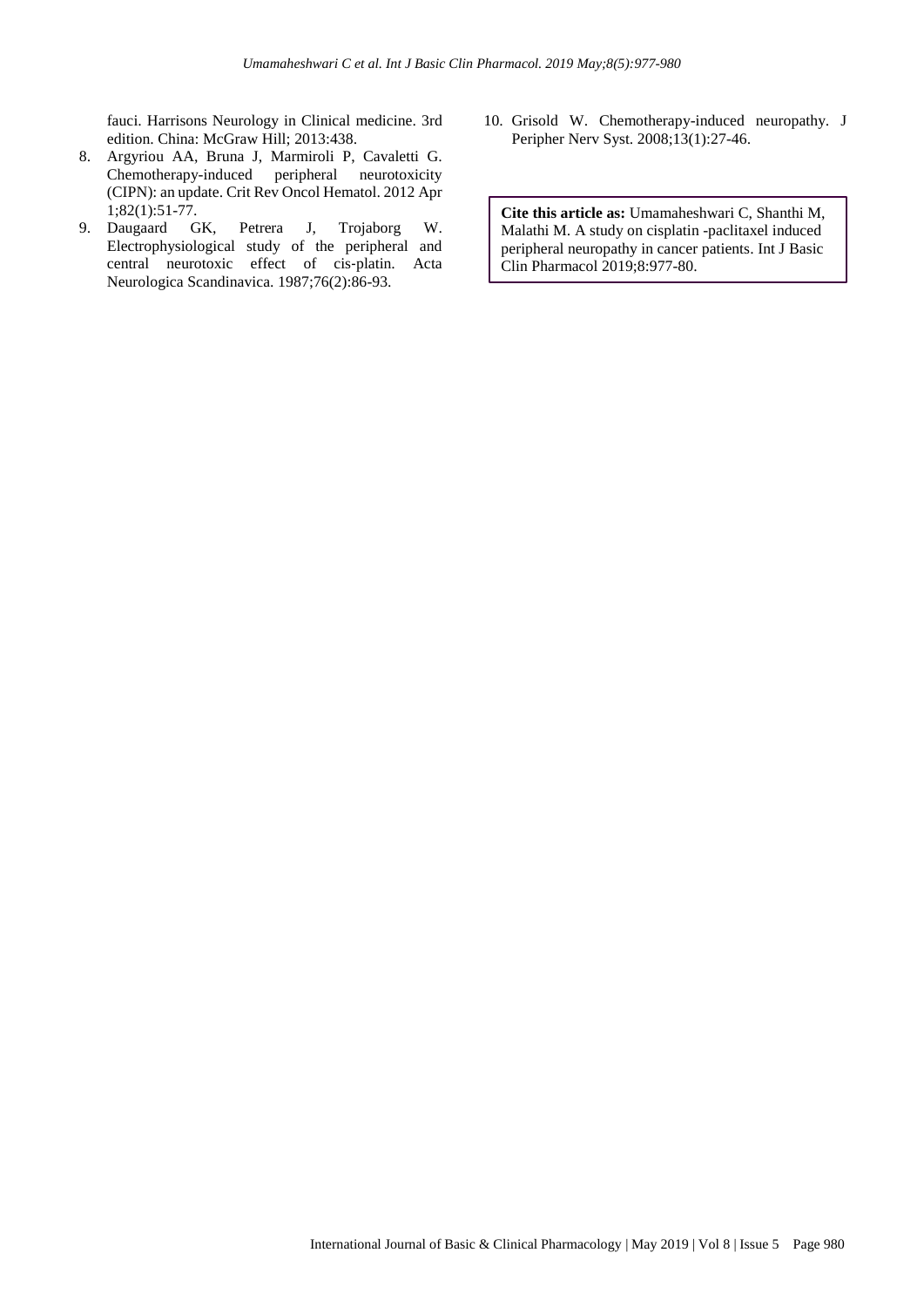fauci. Harrisons Neurology in Clinical medicine. 3rd edition. China: McGraw Hill; 2013:438.

8. Argyriou AA, Bruna J, Marmiroli P, Cavaletti G. Chemotherapy-induced peripheral neurotoxicity (CIPN): an update. Crit Rev Oncol Hematol. 2012 Apr 1;82(1):51-77.
9. Daugaard GK, Petrera J, Trojaborg W. Electrophysiological study of the peripheral and central neurotoxic effect of cis-platin. Acta Neurologica Scandinavica. 1987;76(2):86-93.
10. Grisold W. Chemotherapy-induced neuropathy. J Peripher Nerv Syst. 2008;13(1):27-46.

**Cite this article as:** Umamaheshwari C, Shanthi M, Malathi M. A study on cisplatin -paclitaxel induced peripheral neuropathy in cancer patients. Int J Basic Clin Pharmacol 2019;8:977-80.